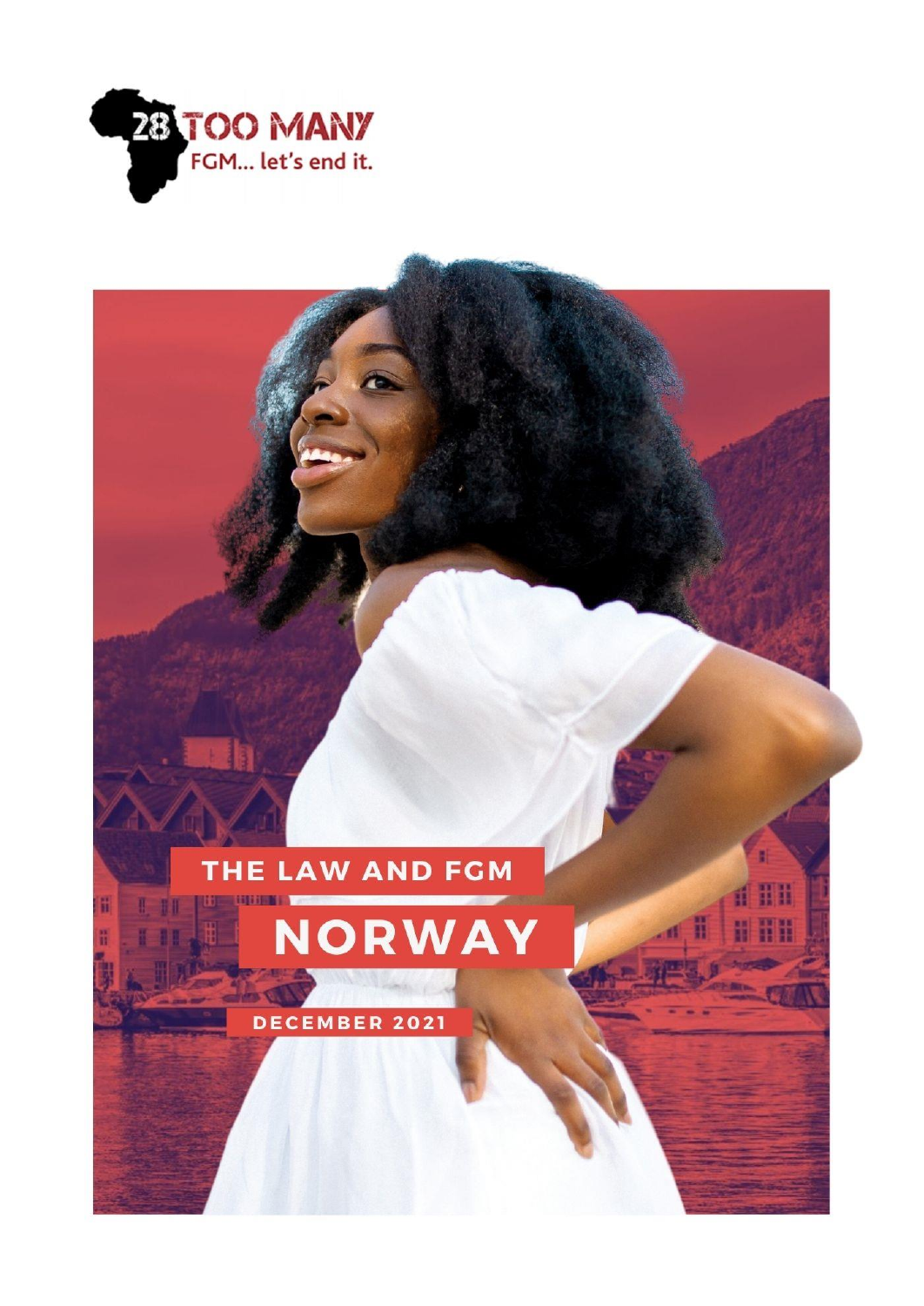28 TOO MANY

FGM... let's end it.

# THE LAW AND FGM

# NORWAY

DECEMBER 2021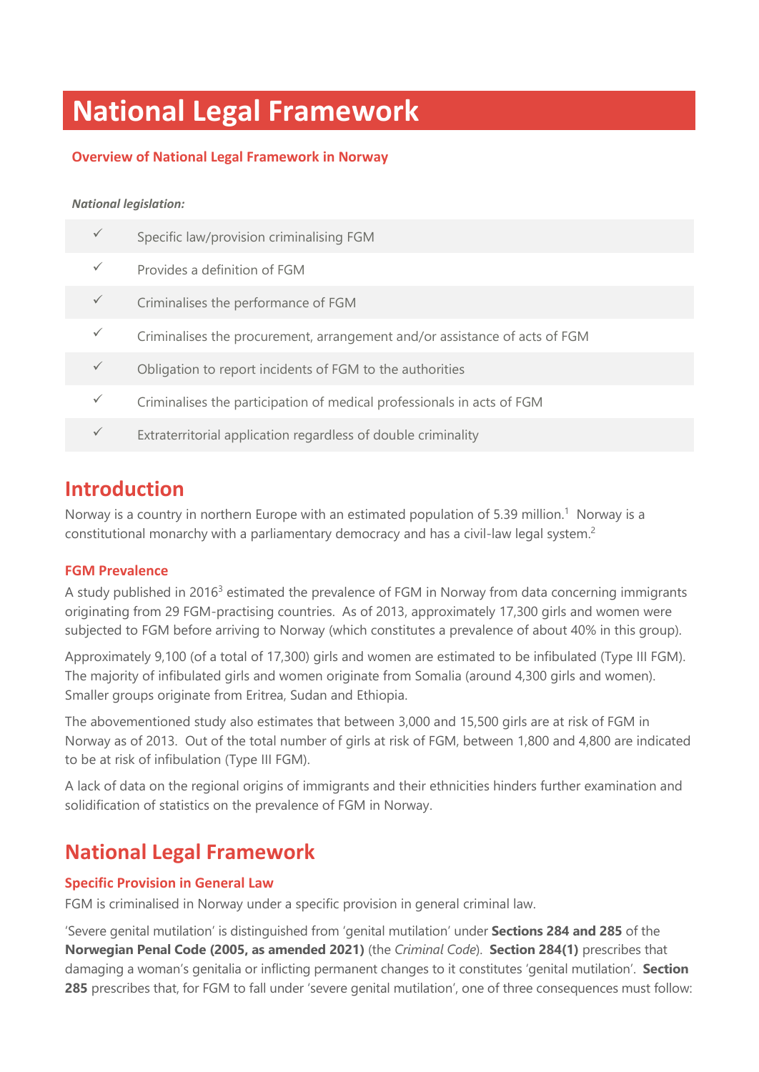# National Legal Framework

**Overview of National Legal Framework in Norway**

***National legislation:***

| | |
|---|---|
| ✓ | Specific law/provision criminalising FGM |
| ✓ | Provides a definition of FGM |
| ✓ | Criminalises the performance of FGM |
| ✓ | Criminalises the procurement, arrangement and/or assistance of acts of FGM |
| ✓ | Obligation to report incidents of FGM to the authorities |
| ✓ | Criminalises the participation of medical professionals in acts of FGM |
| ✓ | Extraterritorial application regardless of double criminality |

## Introduction

Norway is a country in northern Europe with an estimated population of 5.39 million.[1] Norway is a constitutional monarchy with a parliamentary democracy and has a civil-law legal system.[2]

### FGM Prevalence

A study published in 2016[3] estimated the prevalence of FGM in Norway from data concerning immigrants originating from 29 FGM-practising countries. As of 2013, approximately 17,300 girls and women were subjected to FGM before arriving to Norway (which constitutes a prevalence of about 40% in this group).

Approximately 9,100 (of a total of 17,300) girls and women are estimated to be infibulated (Type III FGM). The majority of infibulated girls and women originate from Somalia (around 4,300 girls and women). Smaller groups originate from Eritrea, Sudan and Ethiopia.

The abovementioned study also estimates that between 3,000 and 15,500 girls are at risk of FGM in Norway as of 2013. Out of the total number of girls at risk of FGM, between 1,800 and 4,800 are indicated to be at risk of infibulation (Type III FGM).

A lack of data on the regional origins of immigrants and their ethnicities hinders further examination and solidification of statistics on the prevalence of FGM in Norway.

## National Legal Framework

### Specific Provision in General Law

FGM is criminalised in Norway under a specific provision in general criminal law.

'Severe genital mutilation' is distinguished from 'genital mutilation' under **Sections 284 and 285** of the **Norwegian Penal Code (2005, as amended 2021)** (the *Criminal Code*). **Section 284(1)** prescribes that damaging a woman's genitalia or inflicting permanent changes to it constitutes 'genital mutilation'. **Section 285** prescribes that, for FGM to fall under 'severe genital mutilation', one of three consequences must follow: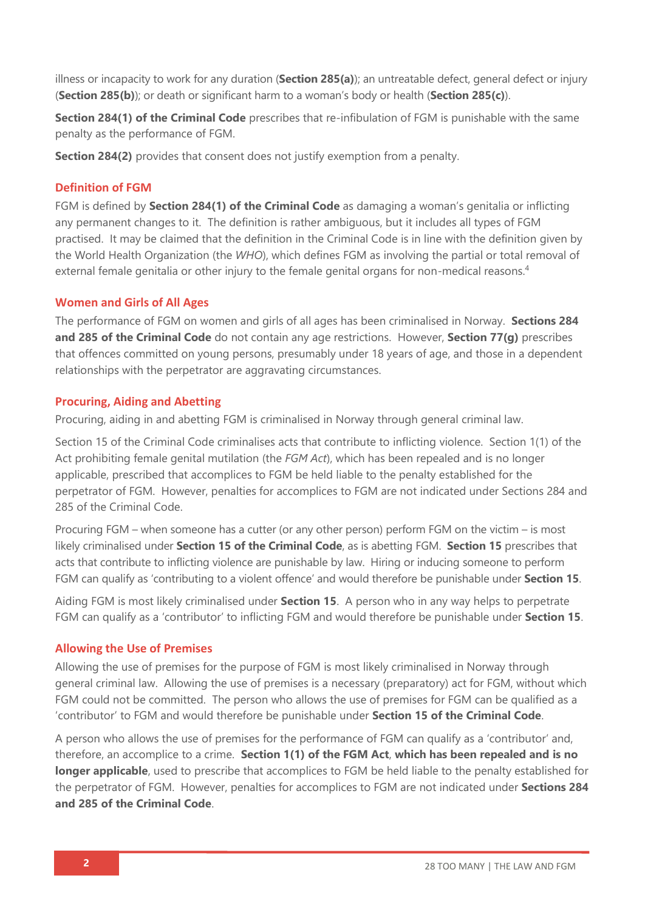illness or incapacity to work for any duration (**Section 285(a)**); an untreatable defect, general defect or injury (**Section 285(b)**); or death or significant harm to a woman's body or health (**Section 285(c)**).

**Section 284(1) of the Criminal Code** prescribes that re-infibulation of FGM is punishable with the same penalty as the performance of FGM.

**Section 284(2)** provides that consent does not justify exemption from a penalty.

## Definition of FGM

FGM is defined by **Section 284(1) of the Criminal Code** as damaging a woman's genitalia or inflicting any permanent changes to it. The definition is rather ambiguous, but it includes all types of FGM practised. It may be claimed that the definition in the Criminal Code is in line with the definition given by the World Health Organization (the *WHO*), which defines FGM as involving the partial or total removal of external female genitalia or other injury to the female genital organs for non-medical reasons.[4]

## Women and Girls of All Ages

The performance of FGM on women and girls of all ages has been criminalised in Norway. **Sections 284 and 285 of the Criminal Code** do not contain any age restrictions. However, **Section 77(g)** prescribes that offences committed on young persons, presumably under 18 years of age, and those in a dependent relationships with the perpetrator are aggravating circumstances.

## Procuring, Aiding and Abetting

Procuring, aiding in and abetting FGM is criminalised in Norway through general criminal law.

Section 15 of the Criminal Code criminalises acts that contribute to inflicting violence. Section 1(1) of the Act prohibiting female genital mutilation (the *FGM Act*), which has been repealed and is no longer applicable, prescribed that accomplices to FGM be held liable to the penalty established for the perpetrator of FGM. However, penalties for accomplices to FGM are not indicated under Sections 284 and 285 of the Criminal Code.

Procuring FGM – when someone has a cutter (or any other person) perform FGM on the victim – is most likely criminalised under **Section 15 of the Criminal Code**, as is abetting FGM. **Section 15** prescribes that acts that contribute to inflicting violence are punishable by law. Hiring or inducing someone to perform FGM can qualify as 'contributing to a violent offence' and would therefore be punishable under **Section 15**.

Aiding FGM is most likely criminalised under **Section 15**. A person who in any way helps to perpetrate FGM can qualify as a 'contributor' to inflicting FGM and would therefore be punishable under **Section 15**.

## Allowing the Use of Premises

Allowing the use of premises for the purpose of FGM is most likely criminalised in Norway through general criminal law. Allowing the use of premises is a necessary (preparatory) act for FGM, without which FGM could not be committed. The person who allows the use of premises for FGM can be qualified as a 'contributor' to FGM and would therefore be punishable under **Section 15 of the Criminal Code**.

A person who allows the use of premises for the performance of FGM can qualify as a 'contributor' and, therefore, an accomplice to a crime. **Section 1(1) of the FGM Act, which has been repealed and is no longer applicable**, used to prescribe that accomplices to FGM be held liable to the penalty established for the perpetrator of FGM. However, penalties for accomplices to FGM are not indicated under **Sections 284 and 285 of the Criminal Code**.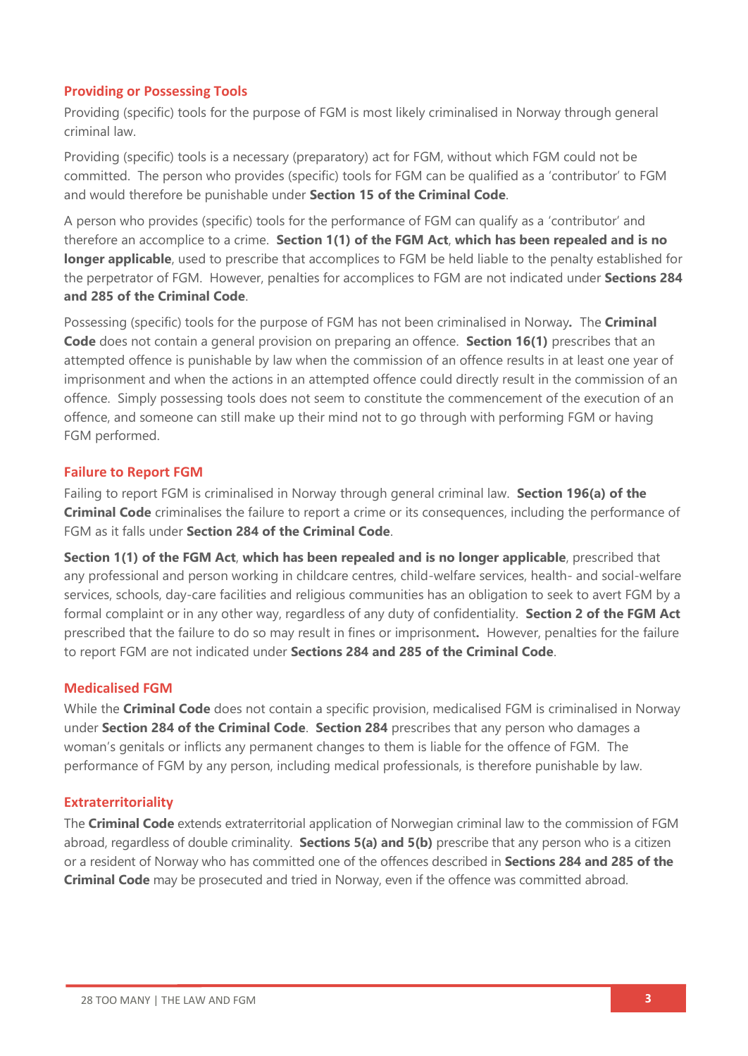### Providing or Possessing Tools

Providing (specific) tools for the purpose of FGM is most likely criminalised in Norway through general criminal law.

Providing (specific) tools is a necessary (preparatory) act for FGM, without which FGM could not be committed. The person who provides (specific) tools for FGM can be qualified as a 'contributor' to FGM and would therefore be punishable under **Section 15 of the Criminal Code**.

A person who provides (specific) tools for the performance of FGM can qualify as a 'contributor' and therefore an accomplice to a crime. **Section 1(1) of the FGM Act**, **which has been repealed and is no longer applicable**, used to prescribe that accomplices to FGM be held liable to the penalty established for the perpetrator of FGM. However, penalties for accomplices to FGM are not indicated under **Sections 284 and 285 of the Criminal Code**.

Possessing (specific) tools for the purpose of FGM has not been criminalised in Norway**.** The **Criminal Code** does not contain a general provision on preparing an offence. **Section 16(1)** prescribes that an attempted offence is punishable by law when the commission of an offence results in at least one year of imprisonment and when the actions in an attempted offence could directly result in the commission of an offence. Simply possessing tools does not seem to constitute the commencement of the execution of an offence, and someone can still make up their mind not to go through with performing FGM or having FGM performed.

### Failure to Report FGM

Failing to report FGM is criminalised in Norway through general criminal law. **Section 196(a) of the Criminal Code** criminalises the failure to report a crime or its consequences, including the performance of FGM as it falls under **Section 284 of the Criminal Code**.

**Section 1(1) of the FGM Act**, **which has been repealed and is no longer applicable**, prescribed that any professional and person working in childcare centres, child-welfare services, health- and social-welfare services, schools, day-care facilities and religious communities has an obligation to seek to avert FGM by a formal complaint or in any other way, regardless of any duty of confidentiality. **Section 2 of the FGM Act** prescribed that the failure to do so may result in fines or imprisonment**.** However, penalties for the failure to report FGM are not indicated under **Sections 284 and 285 of the Criminal Code**.

### Medicalised FGM

While the **Criminal Code** does not contain a specific provision, medicalised FGM is criminalised in Norway under **Section 284 of the Criminal Code**. **Section 284** prescribes that any person who damages a woman's genitals or inflicts any permanent changes to them is liable for the offence of FGM. The performance of FGM by any person, including medical professionals, is therefore punishable by law.

### Extraterritoriality

The **Criminal Code** extends extraterritorial application of Norwegian criminal law to the commission of FGM abroad, regardless of double criminality. **Sections 5(a) and 5(b)** prescribe that any person who is a citizen or a resident of Norway who has committed one of the offences described in **Sections 284 and 285 of the Criminal Code** may be prosecuted and tried in Norway, even if the offence was committed abroad.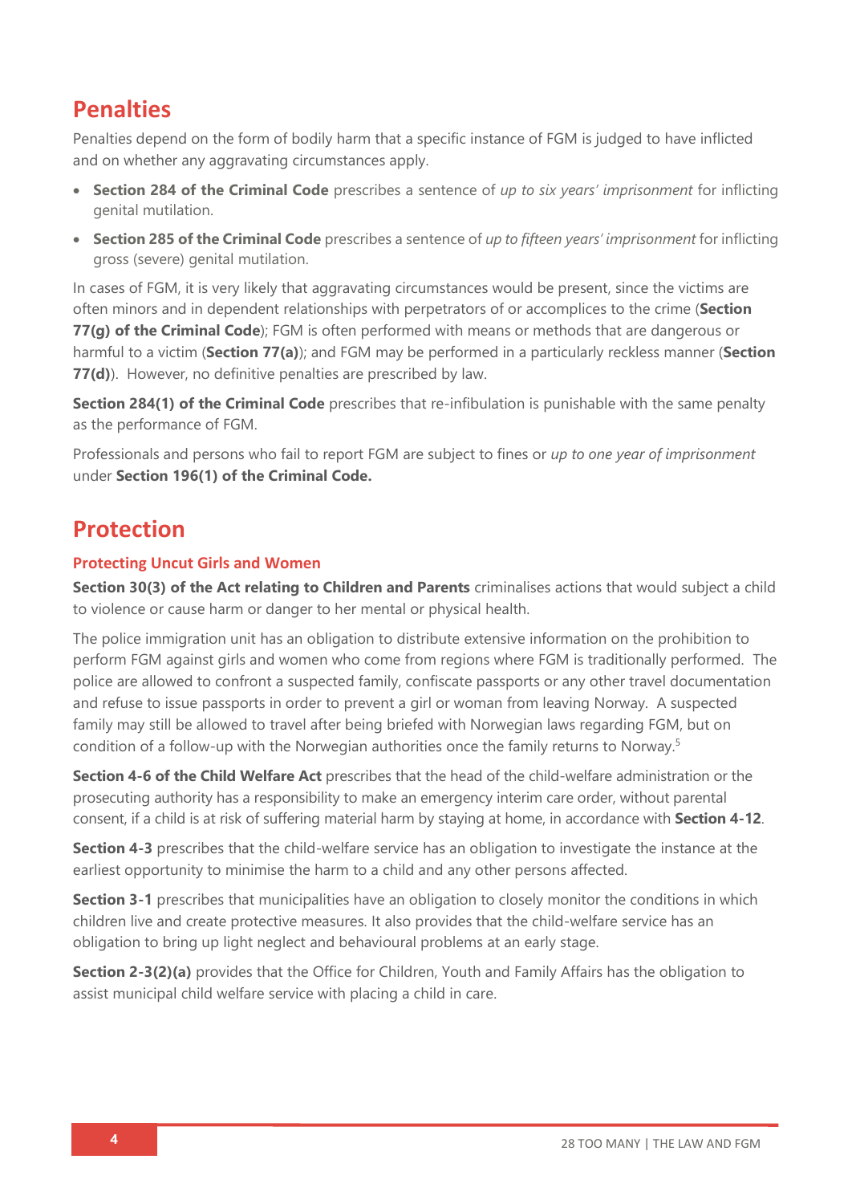## Penalties

Penalties depend on the form of bodily harm that a specific instance of FGM is judged to have inflicted and on whether any aggravating circumstances apply.

- **Section 284 of the Criminal Code** prescribes a sentence of *up to six years' imprisonment* for inflicting genital mutilation.
- **Section 285 of the Criminal Code** prescribes a sentence of *up to fifteen years' imprisonment* for inflicting gross (severe) genital mutilation.

In cases of FGM, it is very likely that aggravating circumstances would be present, since the victims are often minors and in dependent relationships with perpetrators of or accomplices to the crime (**Section 77(g) of the Criminal Code**); FGM is often performed with means or methods that are dangerous or harmful to a victim (**Section 77(a)**); and FGM may be performed in a particularly reckless manner (**Section 77(d)**). However, no definitive penalties are prescribed by law.

**Section 284(1) of the Criminal Code** prescribes that re-infibulation is punishable with the same penalty as the performance of FGM.

Professionals and persons who fail to report FGM are subject to fines or *up to one year of imprisonment* under **Section 196(1) of the Criminal Code.**

## Protection

### Protecting Uncut Girls and Women

**Section 30(3) of the Act relating to Children and Parents** criminalises actions that would subject a child to violence or cause harm or danger to her mental or physical health.

The police immigration unit has an obligation to distribute extensive information on the prohibition to perform FGM against girls and women who come from regions where FGM is traditionally performed. The police are allowed to confront a suspected family, confiscate passports or any other travel documentation and refuse to issue passports in order to prevent a girl or woman from leaving Norway. A suspected family may still be allowed to travel after being briefed with Norwegian laws regarding FGM, but on condition of a follow-up with the Norwegian authorities once the family returns to Norway.[5]

**Section 4-6 of the Child Welfare Act** prescribes that the head of the child-welfare administration or the prosecuting authority has a responsibility to make an emergency interim care order, without parental consent, if a child is at risk of suffering material harm by staying at home, in accordance with **Section 4-12**.

**Section 4-3** prescribes that the child-welfare service has an obligation to investigate the instance at the earliest opportunity to minimise the harm to a child and any other persons affected.

**Section 3-1** prescribes that municipalities have an obligation to closely monitor the conditions in which children live and create protective measures. It also provides that the child-welfare service has an obligation to bring up light neglect and behavioural problems at an early stage.

**Section 2-3(2)(a)** provides that the Office for Children, Youth and Family Affairs has the obligation to assist municipal child welfare service with placing a child in care.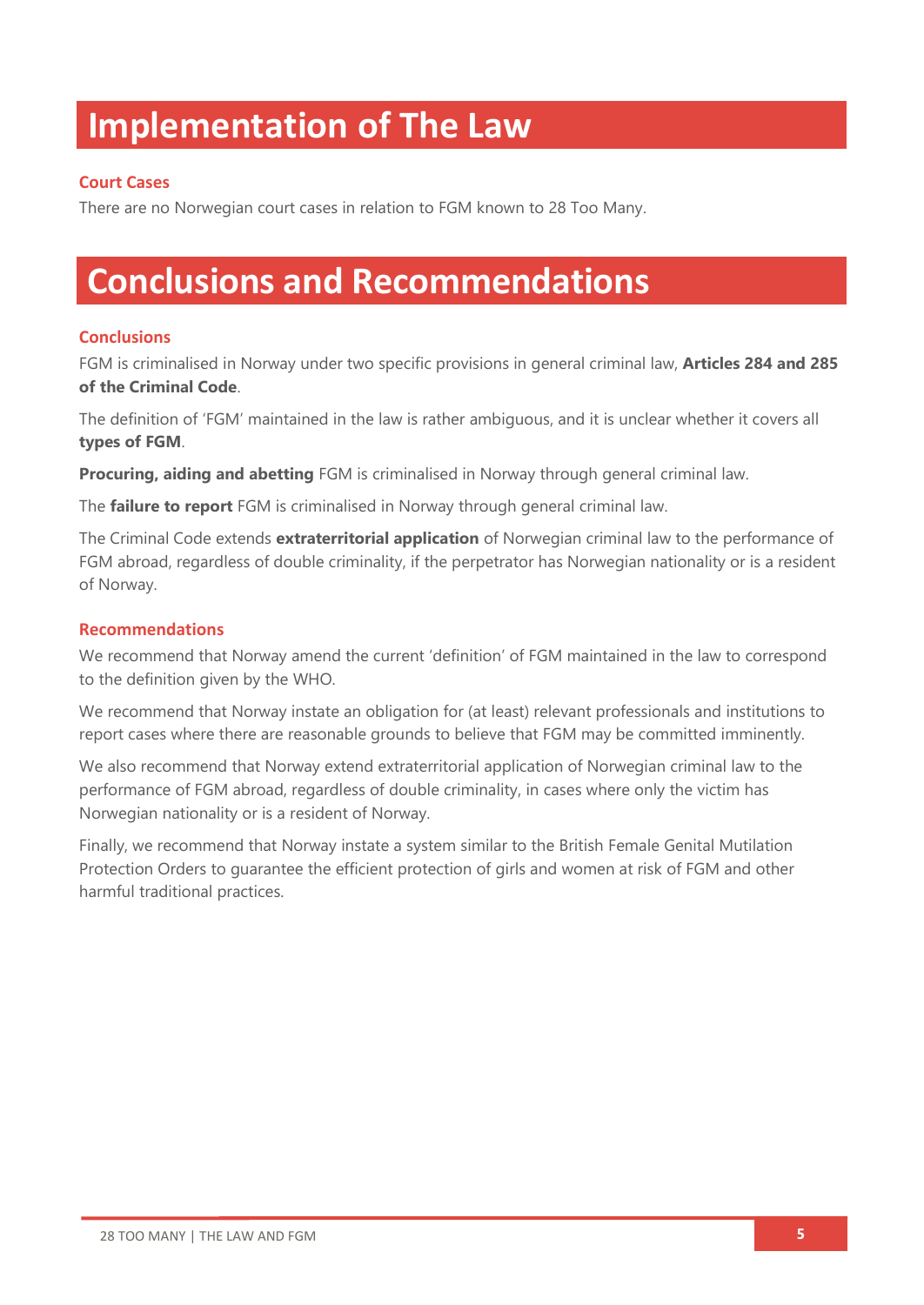# Implementation of The Law

### Court Cases

There are no Norwegian court cases in relation to FGM known to 28 Too Many.

# Conclusions and Recommendations

### Conclusions

FGM is criminalised in Norway under two specific provisions in general criminal law, **Articles 284 and 285 of the Criminal Code**.

The definition of 'FGM' maintained in the law is rather ambiguous, and it is unclear whether it covers all **types of FGM**.

**Procuring, aiding and abetting** FGM is criminalised in Norway through general criminal law.

The **failure to report** FGM is criminalised in Norway through general criminal law.

The Criminal Code extends **extraterritorial application** of Norwegian criminal law to the performance of FGM abroad, regardless of double criminality, if the perpetrator has Norwegian nationality or is a resident of Norway.

### Recommendations

We recommend that Norway amend the current 'definition' of FGM maintained in the law to correspond to the definition given by the WHO.

We recommend that Norway instate an obligation for (at least) relevant professionals and institutions to report cases where there are reasonable grounds to believe that FGM may be committed imminently.

We also recommend that Norway extend extraterritorial application of Norwegian criminal law to the performance of FGM abroad, regardless of double criminality, in cases where only the victim has Norwegian nationality or is a resident of Norway.

Finally, we recommend that Norway instate a system similar to the British Female Genital Mutilation Protection Orders to guarantee the efficient protection of girls and women at risk of FGM and other harmful traditional practices.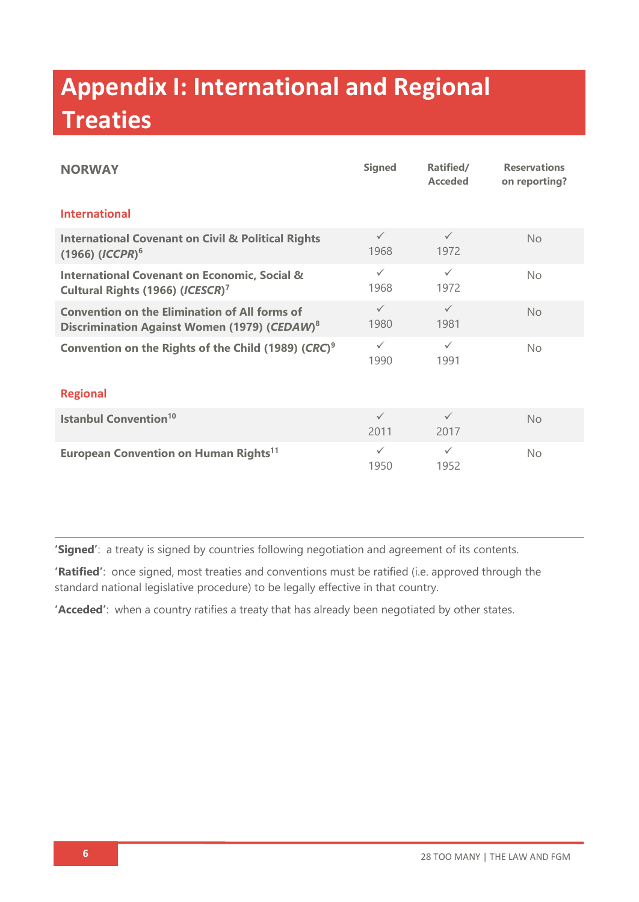# Appendix I: International and Regional Treaties

| NORWAY | Signed | Ratified/ Acceded | Reservations on reporting? |
|---|---|---|---|
| **International** | | | |
| **International Covenant on Civil & Political Rights (1966) (*ICCPR*)**[6] | ✓ 1968 | ✓ 1972 | No |
| **International Covenant on Economic, Social & Cultural Rights (1966) (*ICESCR*)**[7] | ✓ 1968 | ✓ 1972 | No |
| **Convention on the Elimination of All forms of Discrimination Against Women (1979) (*CEDAW*)**[8] | ✓ 1980 | ✓ 1981 | No |
| **Convention on the Rights of the Child (1989) (*CRC*)**[9] | ✓ 1990 | ✓ 1991 | No |
| **Regional** | | | |
| **Istanbul Convention**[10] | ✓ 2011 | ✓ 2017 | No |
| **European Convention on Human Rights**[11] | ✓ 1950 | ✓ 1952 | No |

**'Signed'**: a treaty is signed by countries following negotiation and agreement of its contents.

**'Ratified'**: once signed, most treaties and conventions must be ratified (i.e. approved through the standard national legislative procedure) to be legally effective in that country.

**'Acceded'**: when a country ratifies a treaty that has already been negotiated by other states.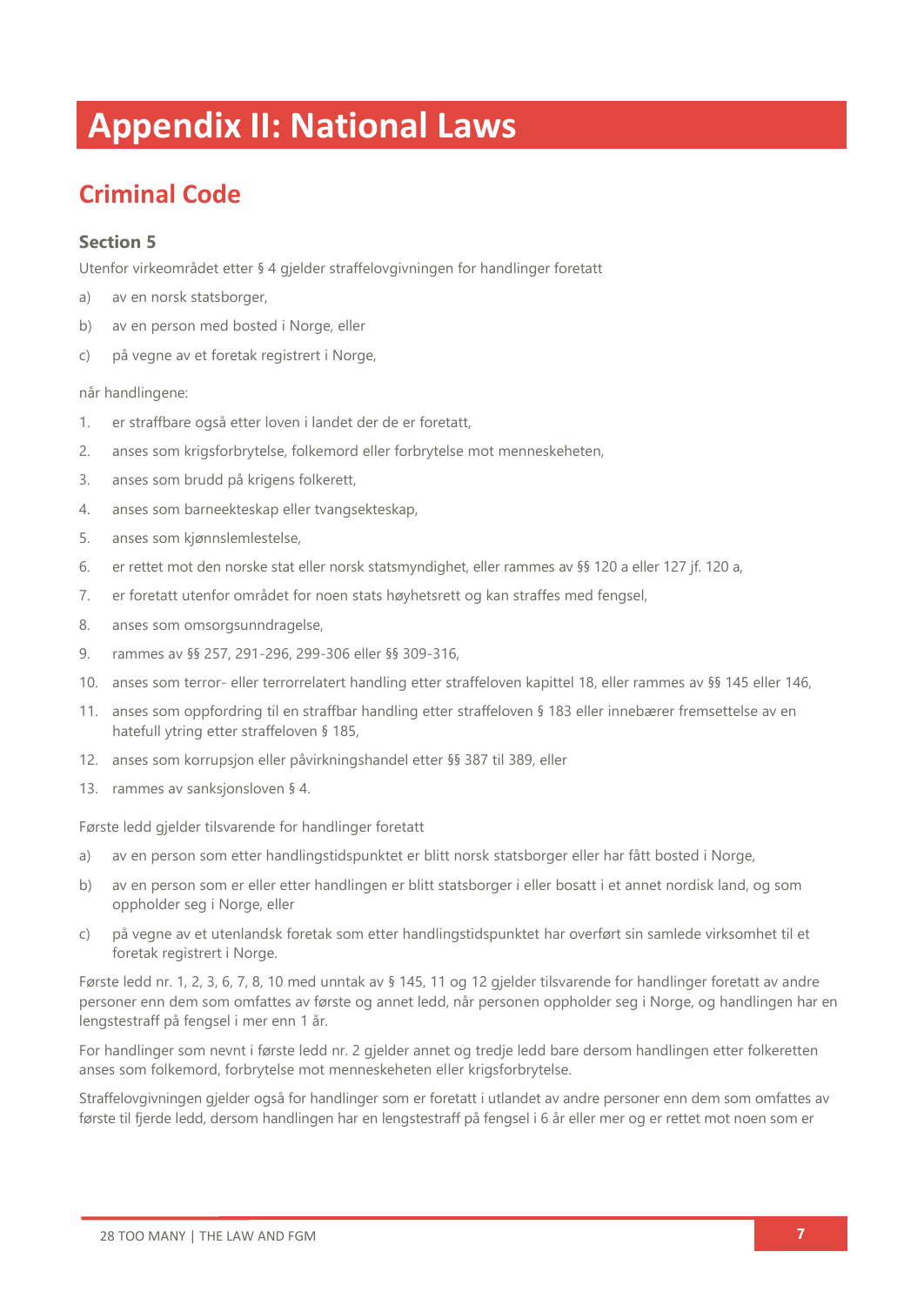# Appendix II: National Laws

## Criminal Code

### Section 5

Utenfor virkeområdet etter § 4 gjelder straffelovgivningen for handlinger foretatt

a) av en norsk statsborger,

b) av en person med bosted i Norge, eller

c) på vegne av et foretak registrert i Norge,

når handlingene:

1. er straffbare også etter loven i landet der de er foretatt,
2. anses som krigsforbrytelse, folkemord eller forbrytelse mot menneskeheten,
3. anses som brudd på krigens folkerett,
4. anses som barneekteskap eller tvangsekteskap,
5. anses som kjønnslemlestelse,
6. er rettet mot den norske stat eller norsk statsmyndighet, eller rammes av §§ 120 a eller 127 jf. 120 a,
7. er foretatt utenfor området for noen stats høyhetsrett og kan straffes med fengsel,
8. anses som omsorgsunndragelse,
9. rammes av §§ 257, 291-296, 299-306 eller §§ 309-316,
10. anses som terror- eller terrorrelatert handling etter straffeloven kapittel 18, eller rammes av §§ 145 eller 146,
11. anses som oppfordring til en straffbar handling etter straffeloven § 183 eller innebærer fremsettelse av en hatefull ytring etter straffeloven § 185,
12. anses som korrupsjon eller påvirkningshandel etter §§ 387 til 389, eller
13. rammes av sanksjonsloven § 4.

Første ledd gjelder tilsvarende for handlinger foretatt

a) av en person som etter handlingstidspunktet er blitt norsk statsborger eller har fått bosted i Norge,

b) av en person som er eller etter handlingen er blitt statsborger i eller bosatt i et annet nordisk land, og som oppholder seg i Norge, eller

c) på vegne av et utenlandsk foretak som etter handlingstidspunktet har overført sin samlede virksomhet til et foretak registrert i Norge.

Første ledd nr. 1, 2, 3, 6, 7, 8, 10 med unntak av § 145, 11 og 12 gjelder tilsvarende for handlinger foretatt av andre personer enn dem som omfattes av første og annet ledd, når personen oppholder seg i Norge, og handlingen har en lengstestraff på fengsel i mer enn 1 år.

For handlinger som nevnt i første ledd nr. 2 gjelder annet og tredje ledd bare dersom handlingen etter folkeretten anses som folkemord, forbrytelse mot menneskeheten eller krigsforbrytelse.

Straffelovgivningen gjelder også for handlinger som er foretatt i utlandet av andre personer enn dem som omfattes av første til fjerde ledd, dersom handlingen har en lengstestraff på fengsel i 6 år eller mer og er rettet mot noen som er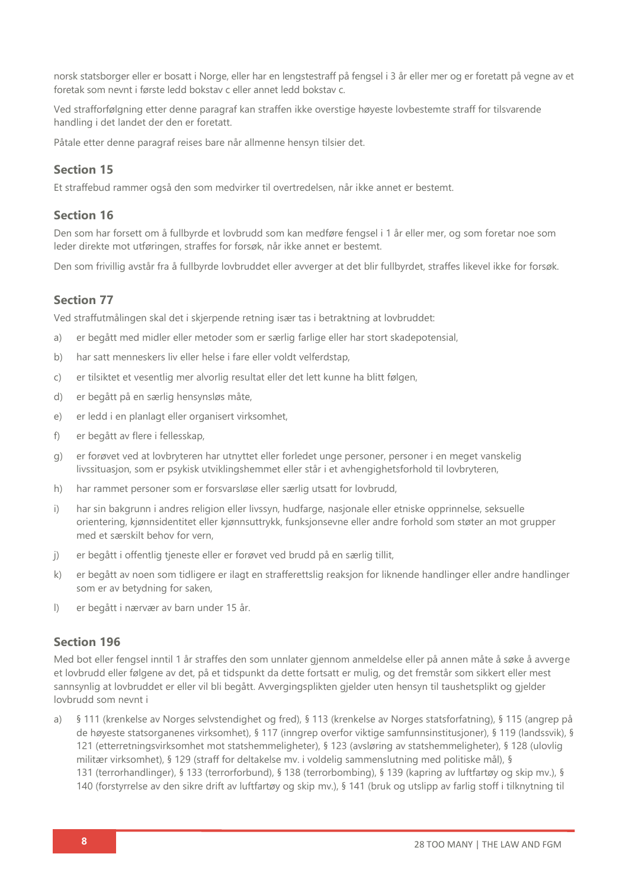norsk statsborger eller er bosatt i Norge, eller har en lengstestraff på fengsel i 3 år eller mer og er foretatt på vegne av et foretak som nevnt i første ledd bokstav c eller annet ledd bokstav c.

Ved strafforfølgning etter denne paragraf kan straffen ikke overstige høyeste lovbestemte straff for tilsvarende handling i det landet der den er foretatt.

Påtale etter denne paragraf reises bare når allmenne hensyn tilsier det.

### Section 15

Et straffebud rammer også den som medvirker til overtredelsen, når ikke annet er bestemt.

### Section 16

Den som har forsett om å fullbyrde et lovbrudd som kan medføre fengsel i 1 år eller mer, og som foretar noe som leder direkte mot utføringen, straffes for forsøk, når ikke annet er bestemt.

Den som frivillig avstår fra å fullbyrde lovbruddet eller avverger at det blir fullbyrdet, straffes likevel ikke for forsøk.

### Section 77

Ved straffutmålingen skal det i skjerpende retning især tas i betraktning at lovbruddet:

a) er begått med midler eller metoder som er særlig farlige eller har stort skadepotensial,

b) har satt menneskers liv eller helse i fare eller voldt velferdstap,

c) er tilsiktet et vesentlig mer alvorlig resultat eller det lett kunne ha blitt følgen,

d) er begått på en særlig hensynsløs måte,

e) er ledd i en planlagt eller organisert virksomhet,

f) er begått av flere i fellesskap,

g) er forøvet ved at lovbryteren har utnyttet eller forledet unge personer, personer i en meget vanskelig livssituasjon, som er psykisk utviklingshemmet eller står i et avhengighetsforhold til lovbryteren,

h) har rammet personer som er forsvarsløse eller særlig utsatt for lovbrudd,

i) har sin bakgrunn i andres religion eller livssyn, hudfarge, nasjonale eller etniske opprinnelse, seksuelle orientering, kjønnsidentitet eller kjønnsuttrykk, funksjonsevne eller andre forhold som støter an mot grupper med et særskilt behov for vern,

j) er begått i offentlig tjeneste eller er forøvet ved brudd på en særlig tillit,

k) er begått av noen som tidligere er ilagt en strafferettslig reaksjon for liknende handlinger eller andre handlinger som er av betydning for saken,

l) er begått i nærvær av barn under 15 år.

### Section 196

Med bot eller fengsel inntil 1 år straffes den som unnlater gjennom anmeldelse eller på annen måte å søke å avverge et lovbrudd eller følgene av det, på et tidspunkt da dette fortsatt er mulig, og det fremstår som sikkert eller mest sannsynlig at lovbruddet er eller vil bli begått. Avvergingsplikten gjelder uten hensyn til taushetsplikt og gjelder lovbrudd som nevnt i

a) § 111 (krenkelse av Norges selvstendighet og fred), § 113 (krenkelse av Norges statsforfatning), § 115 (angrep på de høyeste statsorganenes virksomhet), § 117 (inngrep overfor viktige samfunnsinstitusjoner), § 119 (landssvik), § 121 (etterretningsvirksomhet mot statshemmeligheter), § 123 (avsløring av statshemmeligheter), § 128 (ulovlig militær virksomhet), § 129 (straff for deltakelse mv. i voldelig sammenslutning med politiske mål), § 131 (terrorhandlinger), § 133 (terrorforbund), § 138 (terrorbombing), § 139 (kapring av luftfartøy og skip mv.), § 140 (forstyrrelse av den sikre drift av luftfartøy og skip mv.), § 141 (bruk og utslipp av farlig stoff i tilknytning til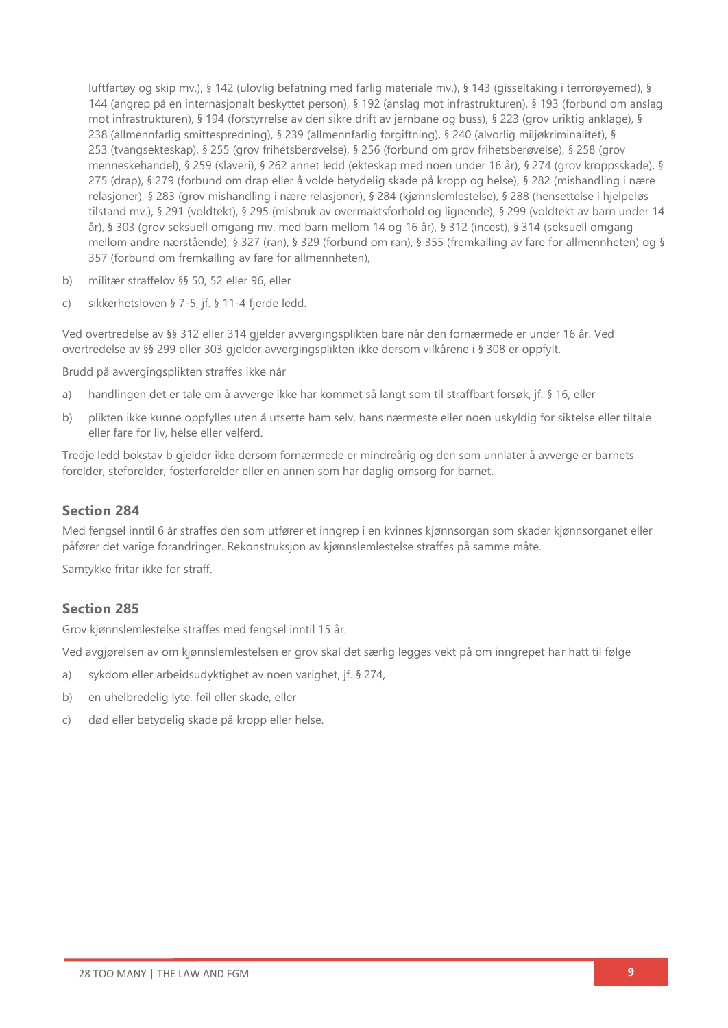luftfartøy og skip mv.), § 142 (ulovlig befatning med farlig materiale mv.), § 143 (gisseltaking i terrorøyemed), § 144 (angrep på en internasjonalt beskyttet person), § 192 (anslag mot infrastrukturen), § 193 (forbund om anslag mot infrastrukturen), § 194 (forstyrrelse av den sikre drift av jernbane og buss), § 223 (grov uriktig anklage), § 238 (allmennfarlig smittespredning), § 239 (allmennfarlig forgiftning), § 240 (alvorlig miljøkriminalitet), § 253 (tvangsekteskap), § 255 (grov frihetsberøvelse), § 256 (forbund om grov frihetsberøvelse), § 258 (grov menneskehandel), § 259 (slaveri), § 262 annet ledd (ekteskap med noen under 16 år), § 274 (grov kroppsskade), § 275 (drap), § 279 (forbund om drap eller å volde betydelig skade på kropp og helse), § 282 (mishandling i nære relasjoner), § 283 (grov mishandling i nære relasjoner), § 284 (kjønnslemlestelse), § 288 (hensettelse i hjelpeløs tilstand mv.), § 291 (voldtekt), § 295 (misbruk av overmaktsforhold og lignende), § 299 (voldtekt av barn under 14 år), § 303 (grov seksuell omgang mv. med barn mellom 14 og 16 år), § 312 (incest), § 314 (seksuell omgang mellom andre nærstående), § 327 (ran), § 329 (forbund om ran), § 355 (fremkalling av fare for allmennheten) og § 357 (forbund om fremkalling av fare for allmennheten),

b) militær straffelov §§ 50, 52 eller 96, eller

c) sikkerhetsloven § 7-5, jf. § 11-4 fjerde ledd.

Ved overtredelse av §§ 312 eller 314 gjelder avvergingsplikten bare når den fornærmede er under 16 år. Ved overtredelse av §§ 299 eller 303 gjelder avvergingsplikten ikke dersom vilkårene i § 308 er oppfylt.

Brudd på avvergingsplikten straffes ikke når

a) handlingen det er tale om å avverge ikke har kommet så langt som til straffbart forsøk, jf. § 16, eller

b) plikten ikke kunne oppfylles uten å utsette ham selv, hans nærmeste eller noen uskyldig for siktelse eller tiltale eller fare for liv, helse eller velferd.

Tredje ledd bokstav b gjelder ikke dersom fornærmede er mindreårig og den som unnlater å avverge er barnets forelder, steforelder, fosterforelder eller en annen som har daglig omsorg for barnet.

### Section 284

Med fengsel inntil 6 år straffes den som utfører et inngrep i en kvinnes kjønnsorgan som skader kjønnsorganet eller påfører det varige forandringer. Rekonstruksjon av kjønnslemlestelse straffes på samme måte.

Samtykke fritar ikke for straff.

### Section 285

Grov kjønnslemlestelse straffes med fengsel inntil 15 år.

Ved avgjørelsen av om kjønnslemlestelsen er grov skal det særlig legges vekt på om inngrepet har hatt til følge

a) sykdom eller arbeidsudyktighet av noen varighet, jf. § 274,

b) en uhelbredelig lyte, feil eller skade, eller

c) død eller betydelig skade på kropp eller helse.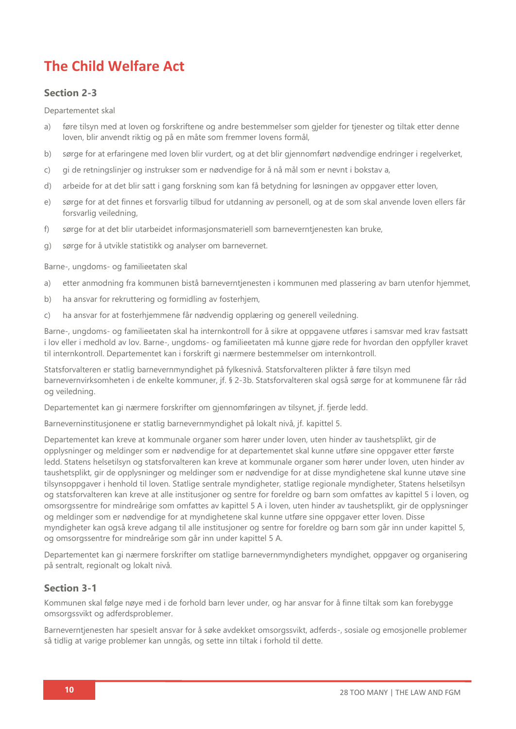# The Child Welfare Act

## Section 2-3

Departementet skal

a) føre tilsyn med at loven og forskriftene og andre bestemmelser som gjelder for tjenester og tiltak etter denne loven, blir anvendt riktig og på en måte som fremmer lovens formål,

b) sørge for at erfaringene med loven blir vurdert, og at det blir gjennomført nødvendige endringer i regelverket,

c) gi de retningslinjer og instrukser som er nødvendige for å nå mål som er nevnt i bokstav a,

d) arbeide for at det blir satt i gang forskning som kan få betydning for løsningen av oppgaver etter loven,

e) sørge for at det finnes et forsvarlig tilbud for utdanning av personell, og at de som skal anvende loven ellers får forsvarlig veiledning,

f) sørge for at det blir utarbeidet informasjonsmateriell som barneverntjenesten kan bruke,

g) sørge for å utvikle statistikk og analyser om barnevernet.

Barne-, ungdoms- og familieetaten skal

a) etter anmodning fra kommunen bistå barneverntjenesten i kommunen med plassering av barn utenfor hjemmet,

b) ha ansvar for rekruttering og formidling av fosterhjem,

c) ha ansvar for at fosterhjemmene får nødvendig opplæring og generell veiledning.

Barne-, ungdoms- og familieetaten skal ha internkontroll for å sikre at oppgavene utføres i samsvar med krav fastsatt i lov eller i medhold av lov. Barne-, ungdoms- og familieetaten må kunne gjøre rede for hvordan den oppfyller kravet til internkontroll. Departementet kan i forskrift gi nærmere bestemmelser om internkontroll.

Statsforvalteren er statlig barnevernmyndighet på fylkesnivå. Statsforvalteren plikter å føre tilsyn med barnevernvirksomheten i de enkelte kommuner, jf. § 2-3b. Statsforvalteren skal også sørge for at kommunene får råd og veiledning.

Departementet kan gi nærmere forskrifter om gjennomføringen av tilsynet, jf. fjerde ledd.

Barneverninstitusjonene er statlig barnevernmyndighet på lokalt nivå, jf. kapittel 5.

Departementet kan kreve at kommunale organer som hører under loven, uten hinder av taushetsplikt, gir de opplysninger og meldinger som er nødvendige for at departementet skal kunne utføre sine oppgaver etter første ledd. Statens helsetilsyn og statsforvalteren kan kreve at kommunale organer som hører under loven, uten hinder av taushetsplikt, gir de opplysninger og meldinger som er nødvendige for at disse myndighetene skal kunne utøve sine tilsynsoppgaver i henhold til loven. Statlige sentrale myndigheter, statlige regionale myndigheter, Statens helsetilsyn og statsforvalteren kan kreve at alle institusjoner og sentre for foreldre og barn som omfattes av kapittel 5 i loven, og omsorgssentre for mindreårige som omfattes av kapittel 5 A i loven, uten hinder av taushetsplikt, gir de opplysninger og meldinger som er nødvendige for at myndighetene skal kunne utføre sine oppgaver etter loven. Disse myndigheter kan også kreve adgang til alle institusjoner og sentre for foreldre og barn som går inn under kapittel 5, og omsorgssentre for mindreårige som går inn under kapittel 5 A.

Departementet kan gi nærmere forskrifter om statlige barnevernmyndigheters myndighet, oppgaver og organisering på sentralt, regionalt og lokalt nivå.

## Section 3-1

Kommunen skal følge nøye med i de forhold barn lever under, og har ansvar for å finne tiltak som kan forebygge omsorgssvikt og adferdsproblemer.

Barneverntjenesten har spesielt ansvar for å søke avdekket omsorgssvikt, adferds-, sosiale og emosjonelle problemer så tidlig at varige problemer kan unngås, og sette inn tiltak i forhold til dette.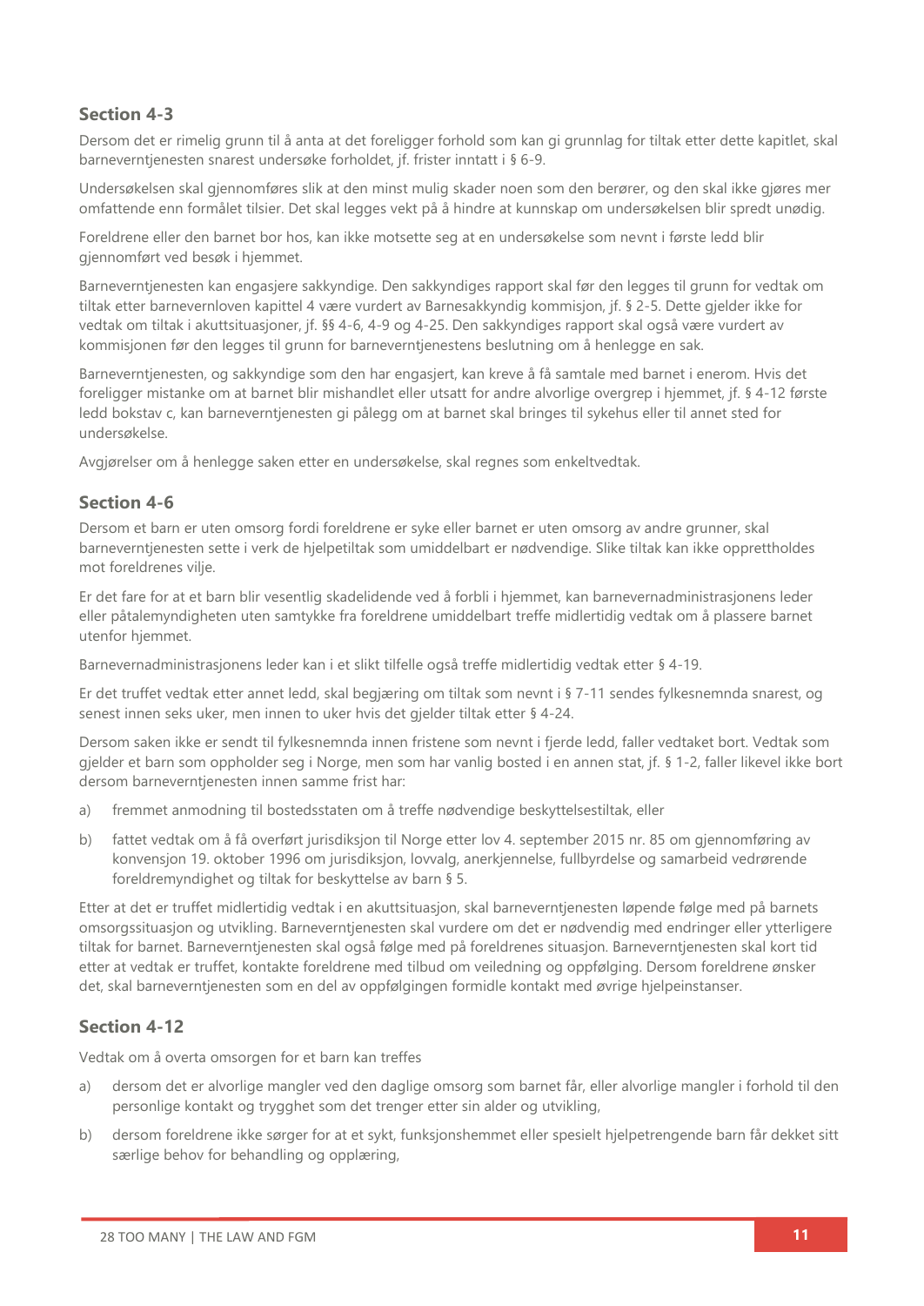## Section 4-3

Dersom det er rimelig grunn til å anta at det foreligger forhold som kan gi grunnlag for tiltak etter dette kapitlet, skal barneverntjenesten snarest undersøke forholdet, jf. frister inntatt i § 6-9.

Undersøkelsen skal gjennomføres slik at den minst mulig skader noen som den berører, og den skal ikke gjøres mer omfattende enn formålet tilsier. Det skal legges vekt på å hindre at kunnskap om undersøkelsen blir spredt unødig.

Foreldrene eller den barnet bor hos, kan ikke motsette seg at en undersøkelse som nevnt i første ledd blir gjennomført ved besøk i hjemmet.

Barneverntjenesten kan engasjere sakkyndige. Den sakkyndiges rapport skal før den legges til grunn for vedtak om tiltak etter barnevernloven kapittel 4 være vurdert av Barnesakkyndig kommisjon, jf. § 2-5. Dette gjelder ikke for vedtak om tiltak i akuttsituasjoner, jf. §§ 4-6, 4-9 og 4-25. Den sakkyndiges rapport skal også være vurdert av kommisjonen før den legges til grunn for barneverntjenestens beslutning om å henlegge en sak.

Barneverntjenesten, og sakkyndige som den har engasjert, kan kreve å få samtale med barnet i enerom. Hvis det foreligger mistanke om at barnet blir mishandlet eller utsatt for andre alvorlige overgrep i hjemmet, jf. § 4-12 første ledd bokstav c, kan barneverntjenesten gi pålegg om at barnet skal bringes til sykehus eller til annet sted for undersøkelse.

Avgjørelser om å henlegge saken etter en undersøkelse, skal regnes som enkeltvedtak.

## Section 4-6

Dersom et barn er uten omsorg fordi foreldrene er syke eller barnet er uten omsorg av andre grunner, skal barneverntjenesten sette i verk de hjelpetiltak som umiddelbart er nødvendige. Slike tiltak kan ikke opprettholdes mot foreldrenes vilje.

Er det fare for at et barn blir vesentlig skadelidende ved å forbli i hjemmet, kan barnevernadministrasjonens leder eller påtalemyndigheten uten samtykke fra foreldrene umiddelbart treffe midlertidig vedtak om å plassere barnet utenfor hjemmet.

Barnevernadministrasjonens leder kan i et slikt tilfelle også treffe midlertidig vedtak etter § 4-19.

Er det truffet vedtak etter annet ledd, skal begjæring om tiltak som nevnt i § 7-11 sendes fylkesnemnda snarest, og senest innen seks uker, men innen to uker hvis det gjelder tiltak etter § 4-24.

Dersom saken ikke er sendt til fylkesnemnda innen fristene som nevnt i fjerde ledd, faller vedtaket bort. Vedtak som gjelder et barn som oppholder seg i Norge, men som har vanlig bosted i en annen stat, jf. § 1-2, faller likevel ikke bort dersom barneverntjenesten innen samme frist har:

a) fremmet anmodning til bostedsstaten om å treffe nødvendige beskyttelsestiltak, eller

b) fattet vedtak om å få overført jurisdiksjon til Norge etter lov 4. september 2015 nr. 85 om gjennomføring av konvensjon 19. oktober 1996 om jurisdiksjon, lovvalg, anerkjennelse, fullbyrdelse og samarbeid vedrørende foreldremyndighet og tiltak for beskyttelse av barn § 5.

Etter at det er truffet midlertidig vedtak i en akuttsituasjon, skal barneverntjenesten løpende følge med på barnets omsorgssituasjon og utvikling. Barneverntjenesten skal vurdere om det er nødvendig med endringer eller ytterligere tiltak for barnet. Barneverntjenesten skal også følge med på foreldrenes situasjon. Barneverntjenesten skal kort tid etter at vedtak er truffet, kontakte foreldrene med tilbud om veiledning og oppfølging. Dersom foreldrene ønsker det, skal barneverntjenesten som en del av oppfølgingen formidle kontakt med øvrige hjelpeinstanser.

## Section 4-12

Vedtak om å overta omsorgen for et barn kan treffes

a) dersom det er alvorlige mangler ved den daglige omsorg som barnet får, eller alvorlige mangler i forhold til den personlige kontakt og trygghet som det trenger etter sin alder og utvikling,

b) dersom foreldrene ikke sørger for at et sykt, funksjonshemmet eller spesielt hjelpetrengende barn får dekket sitt særlige behov for behandling og opplæring,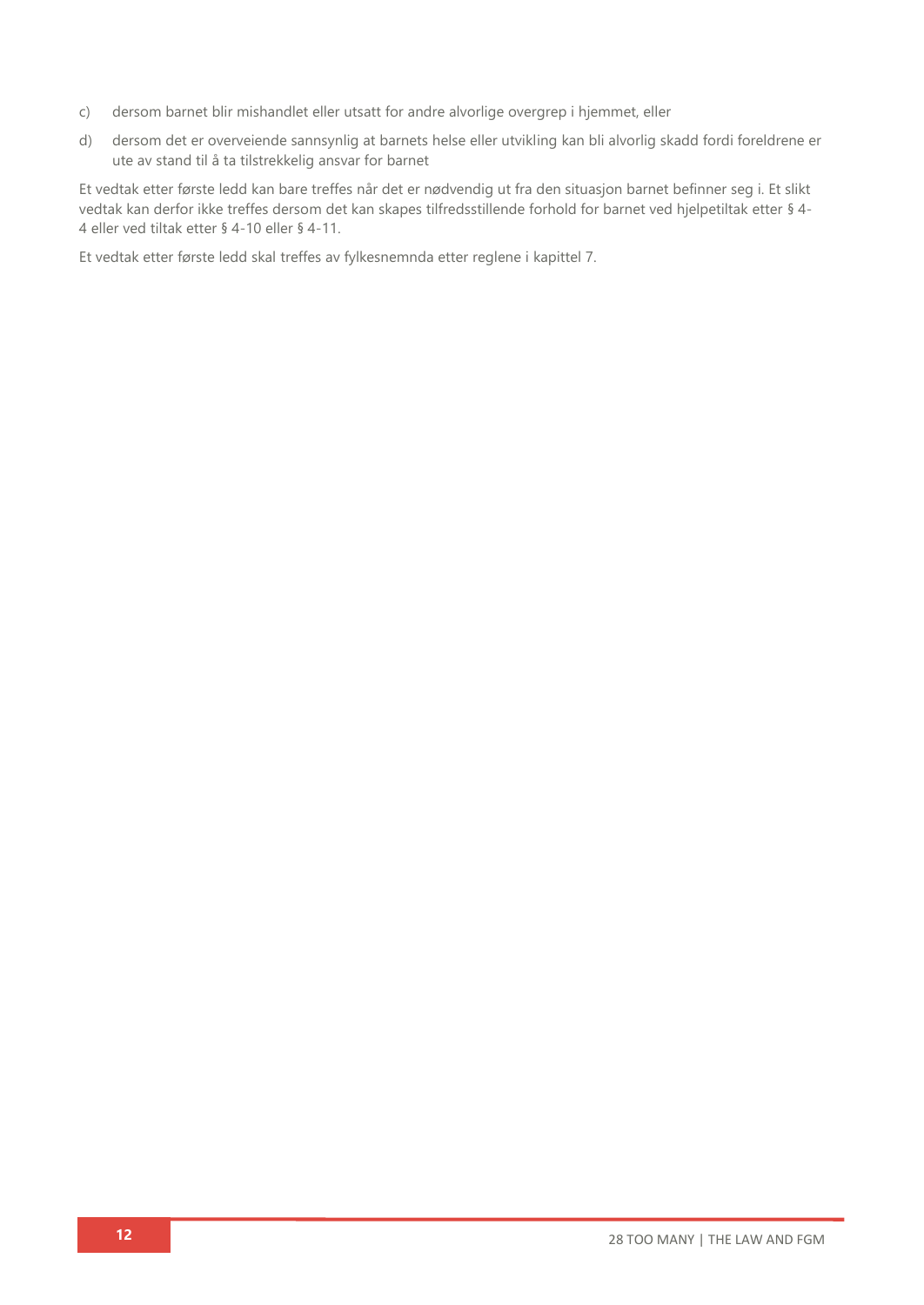c) dersom barnet blir mishandlet eller utsatt for andre alvorlige overgrep i hjemmet, eller

d) dersom det er overveiende sannsynlig at barnets helse eller utvikling kan bli alvorlig skadd fordi foreldrene er ute av stand til å ta tilstrekkelig ansvar for barnet

Et vedtak etter første ledd kan bare treffes når det er nødvendig ut fra den situasjon barnet befinner seg i. Et slikt vedtak kan derfor ikke treffes dersom det kan skapes tilfredsstillende forhold for barnet ved hjelpetiltak etter § 4-4 eller ved tiltak etter § 4-10 eller § 4-11.

Et vedtak etter første ledd skal treffes av fylkesnemnda etter reglene i kapittel 7.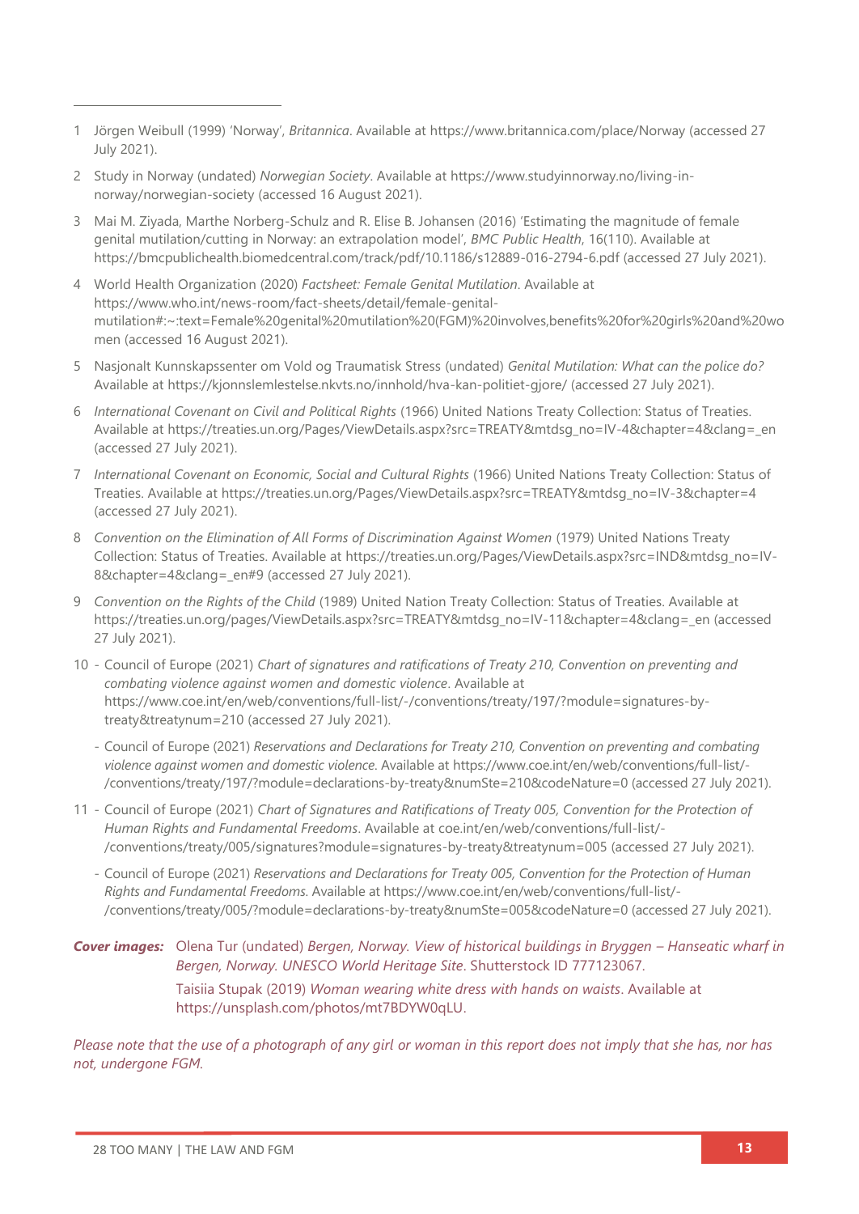1 Jörgen Weibull (1999) 'Norway', *Britannica*. Available at https://www.britannica.com/place/Norway (accessed 27 July 2021).

2 Study in Norway (undated) *Norwegian Society*. Available at https://www.studyinnorway.no/living-in-norway/norwegian-society (accessed 16 August 2021).

3 Mai M. Ziyada, Marthe Norberg-Schulz and R. Elise B. Johansen (2016) 'Estimating the magnitude of female genital mutilation/cutting in Norway: an extrapolation model', *BMC Public Health*, 16(110). Available at https://bmcpublichealth.biomedcentral.com/track/pdf/10.1186/s12889-016-2794-6.pdf (accessed 27 July 2021).

4 World Health Organization (2020) *Factsheet: Female Genital Mutilation*. Available at https://www.who.int/news-room/fact-sheets/detail/female-genital-mutilation#:~:text=Female%20genital%20mutilation%20(FGM)%20involves,benefits%20for%20girls%20and%20women (accessed 16 August 2021).

5 Nasjonalt Kunnskapssenter om Vold og Traumatisk Stress (undated) *Genital Mutilation: What can the police do?* Available at https://kjonnslemlestelse.nkvts.no/innhold/hva-kan-politiet-gjore/ (accessed 27 July 2021).

6 *International Covenant on Civil and Political Rights* (1966) United Nations Treaty Collection: Status of Treaties. Available at https://treaties.un.org/Pages/ViewDetails.aspx?src=TREATY&mtdsg_no=IV-4&chapter=4&clang=_en (accessed 27 July 2021).

7 *International Covenant on Economic, Social and Cultural Rights* (1966) United Nations Treaty Collection: Status of Treaties. Available at https://treaties.un.org/Pages/ViewDetails.aspx?src=TREATY&mtdsg_no=IV-3&chapter=4 (accessed 27 July 2021).

8 *Convention on the Elimination of All Forms of Discrimination Against Women* (1979) United Nations Treaty Collection: Status of Treaties. Available at https://treaties.un.org/Pages/ViewDetails.aspx?src=IND&mtdsg_no=IV-8&chapter=4&clang=_en#9 (accessed 27 July 2021).

9 *Convention on the Rights of the Child* (1989) United Nation Treaty Collection: Status of Treaties. Available at https://treaties.un.org/pages/ViewDetails.aspx?src=TREATY&mtdsg_no=IV-11&chapter=4&clang=_en (accessed 27 July 2021).

10 - Council of Europe (2021) *Chart of signatures and ratifications of Treaty 210, Convention on preventing and combating violence against women and domestic violence*. Available at https://www.coe.int/en/web/conventions/full-list/-/conventions/treaty/197/?module=signatures-by-treaty&treatynum=210 (accessed 27 July 2021).

- Council of Europe (2021) *Reservations and Declarations for Treaty 210, Convention on preventing and combating violence against women and domestic violence*. Available at https://www.coe.int/en/web/conventions/full-list/-/conventions/treaty/197/?module=declarations-by-treaty&numSte=210&codeNature=0 (accessed 27 July 2021).

11 - Council of Europe (2021) *Chart of Signatures and Ratifications of Treaty 005, Convention for the Protection of Human Rights and Fundamental Freedoms*. Available at coe.int/en/web/conventions/full-list/-/conventions/treaty/005/signatures?module=signatures-by-treaty&treatynum=005 (accessed 27 July 2021).

- Council of Europe (2021) *Reservations and Declarations for Treaty 005, Convention for the Protection of Human Rights and Fundamental Freedoms*. Available at https://www.coe.int/en/web/conventions/full-list/-/conventions/treaty/005/?module=declarations-by-treaty&numSte=005&codeNature=0 (accessed 27 July 2021).

***Cover images:*** Olena Tur (undated) *Bergen, Norway. View of historical buildings in Bryggen – Hanseatic wharf in Bergen, Norway. UNESCO World Heritage Site*. Shutterstock ID 777123067.

Taisiia Stupak (2019) *Woman wearing white dress with hands on waists*. Available at https://unsplash.com/photos/mt7BDYW0qLU.

*Please note that the use of a photograph of any girl or woman in this report does not imply that she has, nor has not, undergone FGM.*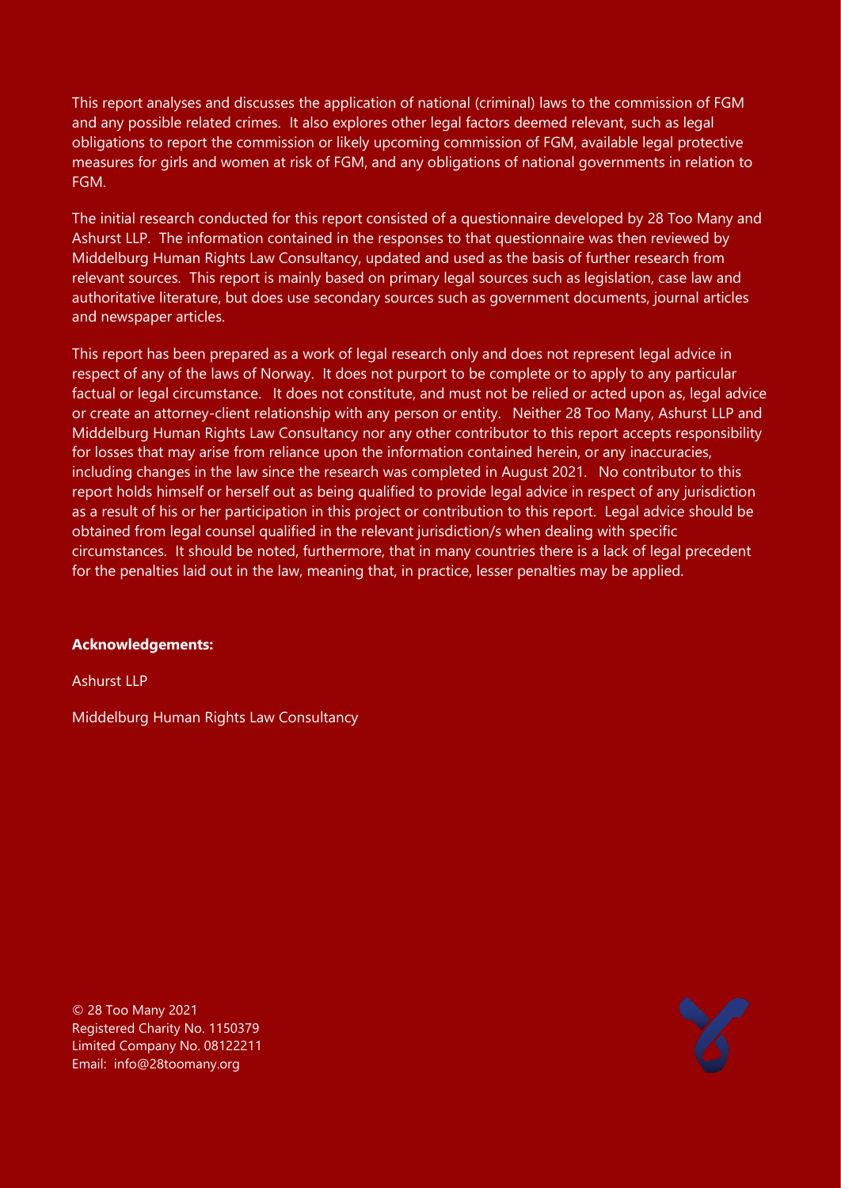This report analyses and discusses the application of national (criminal) laws to the commission of FGM and any possible related crimes. It also explores other legal factors deemed relevant, such as legal obligations to report the commission or likely upcoming commission of FGM, available legal protective measures for girls and women at risk of FGM, and any obligations of national governments in relation to FGM.

The initial research conducted for this report consisted of a questionnaire developed by 28 Too Many and Ashurst LLP. The information contained in the responses to that questionnaire was then reviewed by Middelburg Human Rights Law Consultancy, updated and used as the basis of further research from relevant sources. This report is mainly based on primary legal sources such as legislation, case law and authoritative literature, but does use secondary sources such as government documents, journal articles and newspaper articles.

This report has been prepared as a work of legal research only and does not represent legal advice in respect of any of the laws of Norway. It does not purport to be complete or to apply to any particular factual or legal circumstance. It does not constitute, and must not be relied or acted upon as, legal advice or create an attorney-client relationship with any person or entity. Neither 28 Too Many, Ashurst LLP and Middelburg Human Rights Law Consultancy nor any other contributor to this report accepts responsibility for losses that may arise from reliance upon the information contained herein, or any inaccuracies, including changes in the law since the research was completed in August 2021. No contributor to this report holds himself or herself out as being qualified to provide legal advice in respect of any jurisdiction as a result of his or her participation in this project or contribution to this report. Legal advice should be obtained from legal counsel qualified in the relevant jurisdiction/s when dealing with specific circumstances. It should be noted, furthermore, that in many countries there is a lack of legal precedent for the penalties laid out in the law, meaning that, in practice, lesser penalties may be applied.

**Acknowledgements:**

Ashurst LLP

Middelburg Human Rights Law Consultancy

© 28 Too Many 2021
Registered Charity No. 1150379
Limited Company No. 08122211
Email: info@28toomany.org